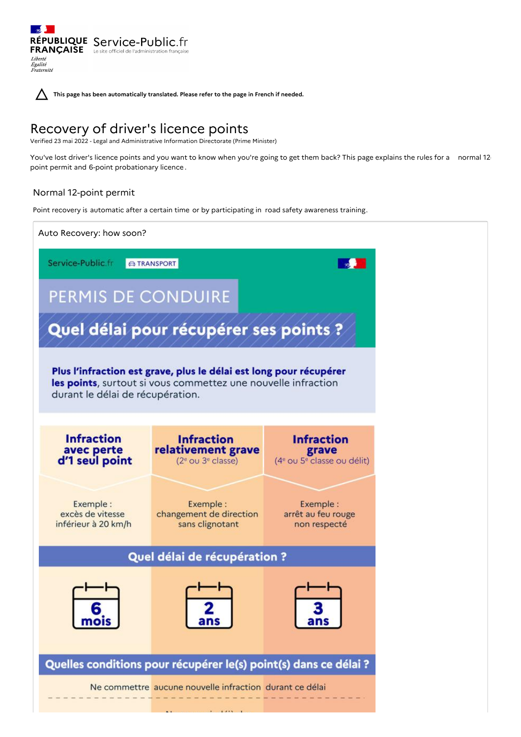RÉPUBLIQUE FRANÇAISE
*Liberté*
*Égalité*
*Fraternité*

Service-Public.fr
Le site officiel de l'administration française

This page has been automatically translated. Please refer to the page in French if needed.

# Recovery of driver's licence points

Verified 23 mai 2022 - Legal and Administrative Information Directorate (Prime Minister)

You've lost driver's licence points and you want to know when you're going to get them back? This page explains the rules for a normal 12-point permit and 6-point probationary licence.

## Normal 12-point permit

Point recovery is automatic after a certain time or by participating in road safety awareness training.

### Auto Recovery: how soon?

Service-Public.fr TRANSPORT

PERMIS DE CONDUIRE

**Quel délai pour récupérer ses points ?**

**Plus l'infraction est grave, plus le délai est long pour récupérer les points**, surtout si vous commettez une nouvelle infraction durant le délai de récupération.

| **Infraction avec perte d'1 seul point** | **Infraction relativement grave** (2e ou 3e classe) | **Infraction grave** (4e ou 5e classe ou délit) |
| --- | --- | --- |
| Exemple : excès de vitesse inférieur à 20 km/h | Exemple : changement de direction sans clignotant | Exemple : arrêt au feu rouge non respecté |

**Quel délai de récupération ?**

| 6 mois | 2 ans | 3 ans |
| --- | --- | --- |

**Quelles conditions pour récupérer le(s) point(s) dans ce délai ?**

Ne commettre aucune nouvelle infraction durant ce délai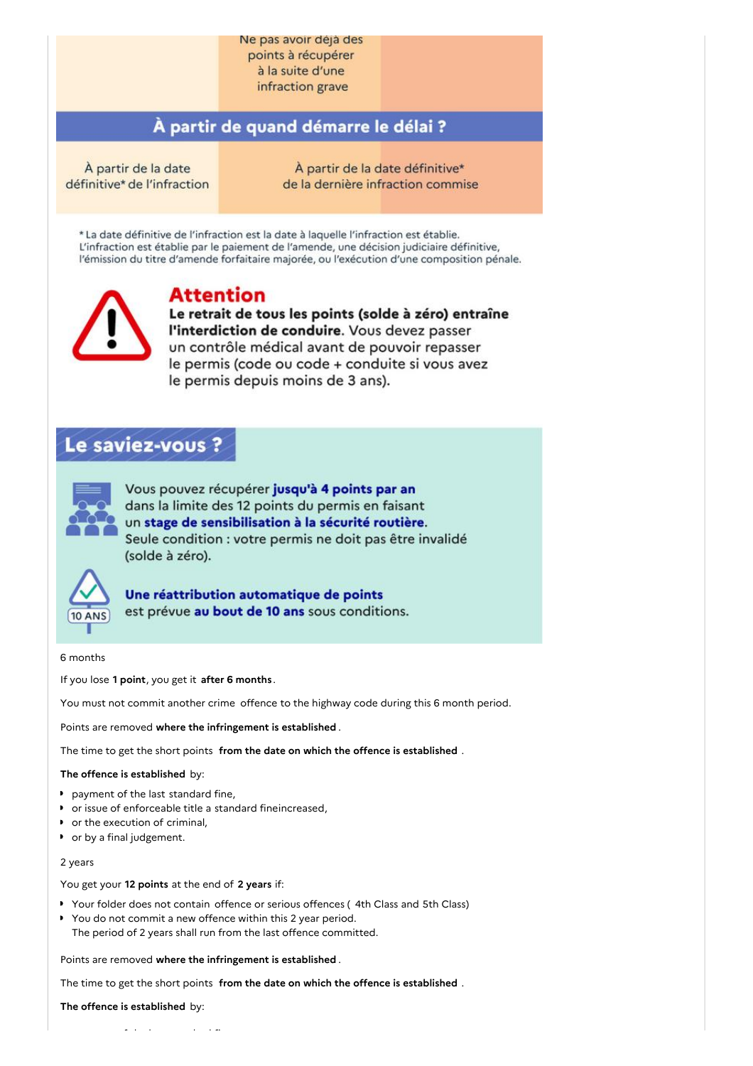| | Ne pas avoir déjà des points à récupérer à la suite d'une infraction grave | |
|---|---|---|

**À partir de quand démarre le délai ?**

| À partir de la date définitive* de l'infraction | À partir de la date définitive* de la dernière infraction commise |
|---|---|

* La date définitive de l'infraction est la date à laquelle l'infraction est établie. L'infraction est établie par le paiement de l'amende, une décision judiciaire définitive, l'émission du titre d'amende forfaitaire majorée, ou l'exécution d'une composition pénale.

**Attention**

**Le retrait de tous les points (solde à zéro) entraîne l'interdiction de conduire.** Vous devez passer un contrôle médical avant de pouvoir repasser le permis (code ou code + conduite si vous avez le permis depuis moins de 3 ans).

**Le saviez-vous ?**

Vous pouvez récupérer **jusqu'à 4 points par an** dans la limite des 12 points du permis en faisant un **stage de sensibilisation à la sécurité routière**. Seule condition : votre permis ne doit pas être invalidé (solde à zéro).

10 ANS

**Une réattribution automatique de points** est prévue **au bout de 10 ans** sous conditions.

6 months

If you lose **1 point**, you get it **after 6 months**.

You must not commit another crime offence to the highway code during this 6 month period.

Points are removed **where the infringement is established**.

The time to get the short points **from the date on which the offence is established**.

**The offence is established** by:

- payment of the last standard fine,
- or issue of enforceable title a standard fineincreased,
- or the execution of criminal,
- or by a final judgement.

2 years

You get your **12 points** at the end of **2 years** if:

- Your folder does not contain offence or serious offences ( 4th Class and 5th Class)
- You do not commit a new offence within this 2 year period.
  The period of 2 years shall run from the last offence committed.

Points are removed **where the infringement is established**.

The time to get the short points **from the date on which the offence is established**.

**The offence is established** by: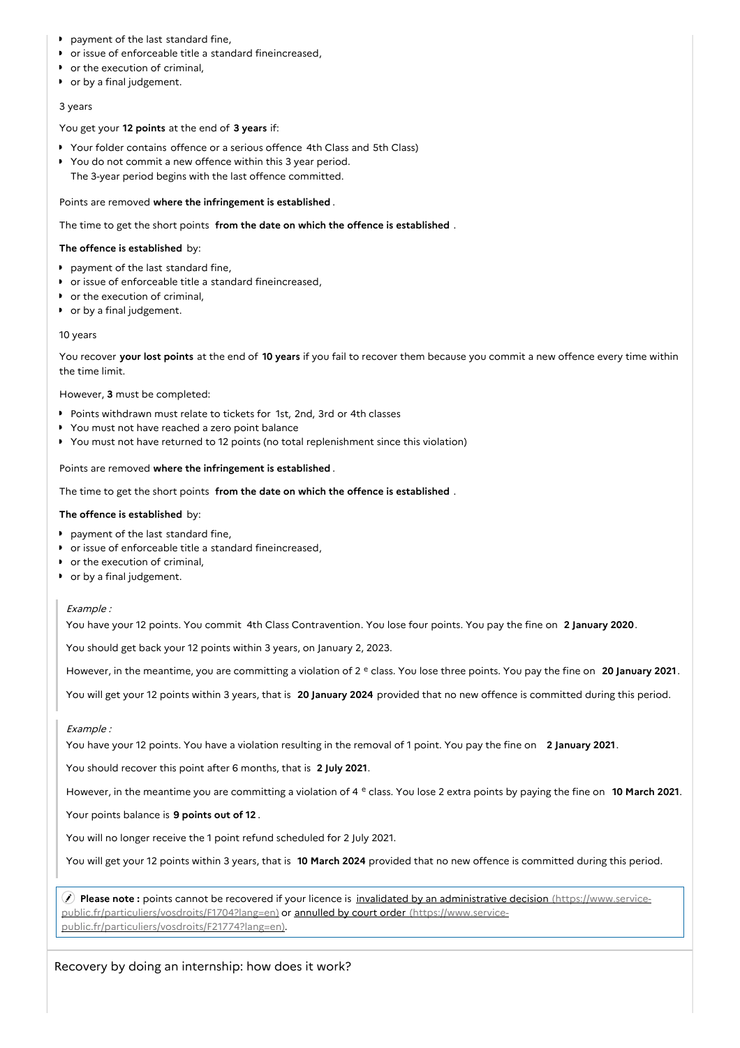- payment of the last standard fine,
- or issue of enforceable title a standard fineincreased,
- or the execution of criminal,
- or by a final judgement.

3 years

You get your **12 points** at the end of **3 years** if:

- Your folder contains offence or a serious offence 4th Class and 5th Class)
- You do not commit a new offence within this 3 year period.
  The 3-year period begins with the last offence committed.

Points are removed **where the infringement is established** .

The time to get the short points **from the date on which the offence is established** .

**The offence is established** by:

- payment of the last standard fine,
- or issue of enforceable title a standard fineincreased,
- or the execution of criminal,
- or by a final judgement.

10 years

You recover **your lost points** at the end of **10 years** if you fail to recover them because you commit a new offence every time within the time limit.

However, **3** must be completed:

- Points withdrawn must relate to tickets for 1st, 2nd, 3rd or 4th classes
- You must not have reached a zero point balance
- You must not have returned to 12 points (no total replenishment since this violation)

Points are removed **where the infringement is established** .

The time to get the short points **from the date on which the offence is established** .

**The offence is established** by:

- payment of the last standard fine,
- or issue of enforceable title a standard fineincreased,
- or the execution of criminal,
- or by a final judgement.

> *Example :*
>
> You have your 12 points. You commit 4th Class Contravention. You lose four points. You pay the fine on **2 January 2020**.
>
> You should get back your 12 points within 3 years, on January 2, 2023.
>
> However, in the meantime, you are committing a violation of 2 e class. You lose three points. You pay the fine on **20 January 2021**.
>
> You will get your 12 points within 3 years, that is **20 January 2024** provided that no new offence is committed during this period.

> *Example :*
>
> You have your 12 points. You have a violation resulting in the removal of 1 point. You pay the fine on **2 January 2021**.
>
> You should recover this point after 6 months, that is **2 July 2021**.
>
> However, in the meantime you are committing a violation of 4 e class. You lose 2 extra points by paying the fine on **10 March 2021**.
>
> Your points balance is **9 points out of 12** .
>
> You will no longer receive the 1 point refund scheduled for 2 July 2021.
>
> You will get your 12 points within 3 years, that is **10 March 2024** provided that no new offence is committed during this period.

> **Please note :** points cannot be recovered if your licence is invalidated by an administrative decision (https://www.service-public.fr/particuliers/vosdroits/F1704?lang=en) or annulled by court order (https://www.service-public.fr/particuliers/vosdroits/F21774?lang=en).

Recovery by doing an internship: how does it work?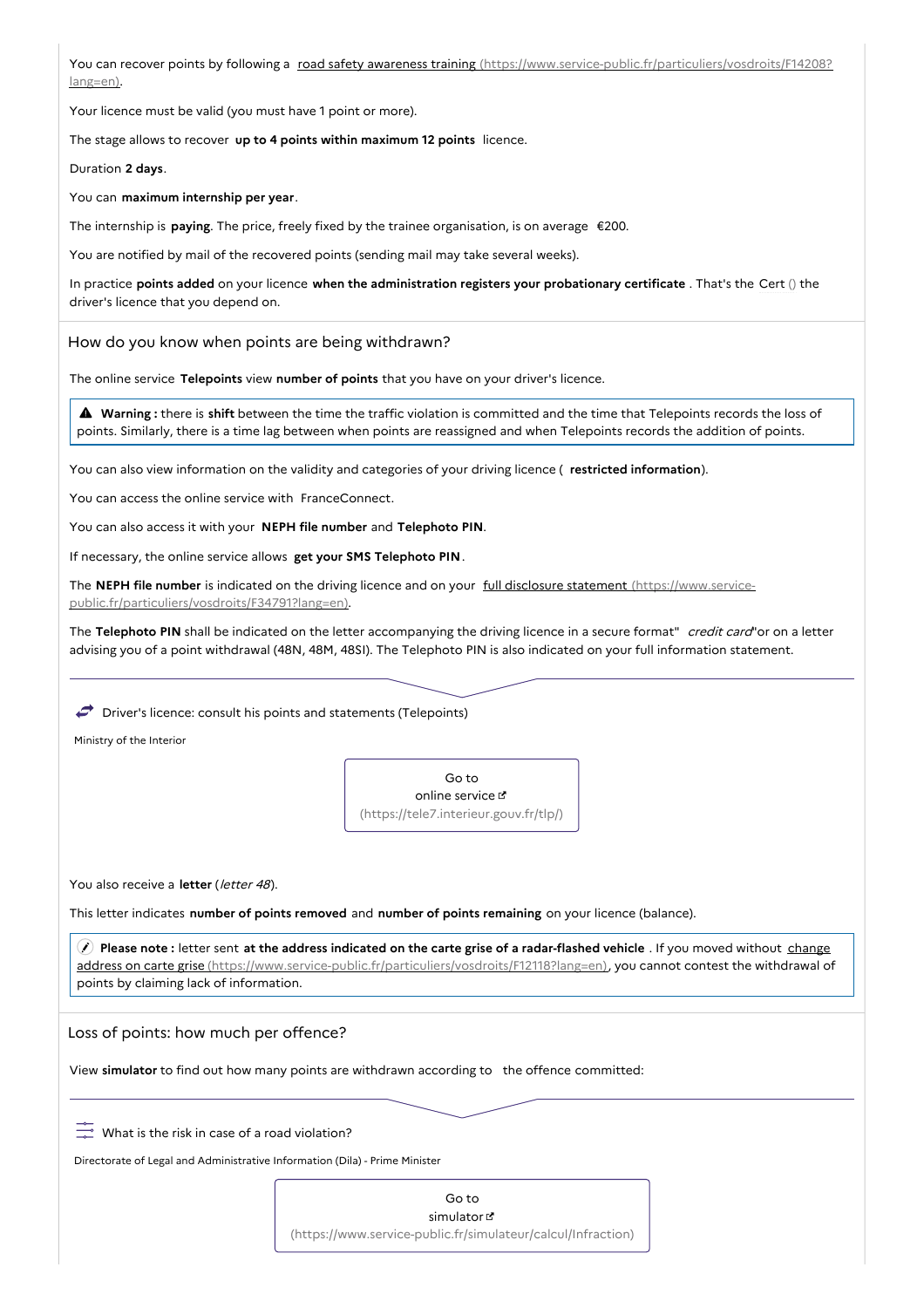You can recover points by following a [road safety awareness training (https://www.service-public.fr/particuliers/vosdroits/F14208?lang=en)](https://www.service-public.fr/particuliers/vosdroits/F14208?lang=en).

Your licence must be valid (you must have 1 point or more).

The stage allows to recover **up to 4 points within maximum 12 points** licence.

Duration **2 days**.

You can **maximum internship per year**.

The internship is **paying**. The price, freely fixed by the trainee organisation, is on average €200.

You are notified by mail of the recovered points (sending mail may take several weeks).

In practice **points added** on your licence **when the administration registers your probationary certificate** . That's the Cert () the driver's licence that you depend on.

## How do you know when points are being withdrawn?

The online service **Telepoints** view **number of points** that you have on your driver's licence.

> ⚠ **Warning :** there is **shift** between the time the traffic violation is committed and the time that Telepoints records the loss of points. Similarly, there is a time lag between when points are reassigned and when Telepoints records the addition of points.

You can also view information on the validity and categories of your driving licence ( **restricted information**).

You can access the online service with FranceConnect.

You can also access it with your **NEPH file number** and **Telephoto PIN**.

If necessary, the online service allows **get your SMS Telephoto PIN**.

The **NEPH file number** is indicated on the driving licence and on your [full disclosure statement (https://www.service-public.fr/particuliers/vosdroits/F34791?lang=en)](https://www.service-public.fr/particuliers/vosdroits/F34791?lang=en).

The **Telephoto PIN** shall be indicated on the letter accompanying the driving licence in a secure format" *credit card*"or on a letter advising you of a point withdrawal (48N, 48M, 48SI). The Telephoto PIN is also indicated on your full information statement.

Driver's licence: consult his points and statements (Telepoints)

Ministry of the Interior

Go to online service (https://tele7.interieur.gouv.fr/tlp/)

You also receive a **letter** (*letter 48*).

This letter indicates **number of points removed** and **number of points remaining** on your licence (balance).

> **Please note :** letter sent **at the address indicated on the carte grise of a radar-flashed vehicle** . If you moved without [change address on carte grise (https://www.service-public.fr/particuliers/vosdroits/F12118?lang=en)](https://www.service-public.fr/particuliers/vosdroits/F12118?lang=en), you cannot contest the withdrawal of points by claiming lack of information.

## Loss of points: how much per offence?

View **simulator** to find out how many points are withdrawn according to the offence committed:

What is the risk in case of a road violation?

Directorate of Legal and Administrative Information (Dila) - Prime Minister

Go to simulator (https://www.service-public.fr/simulateur/calcul/Infraction)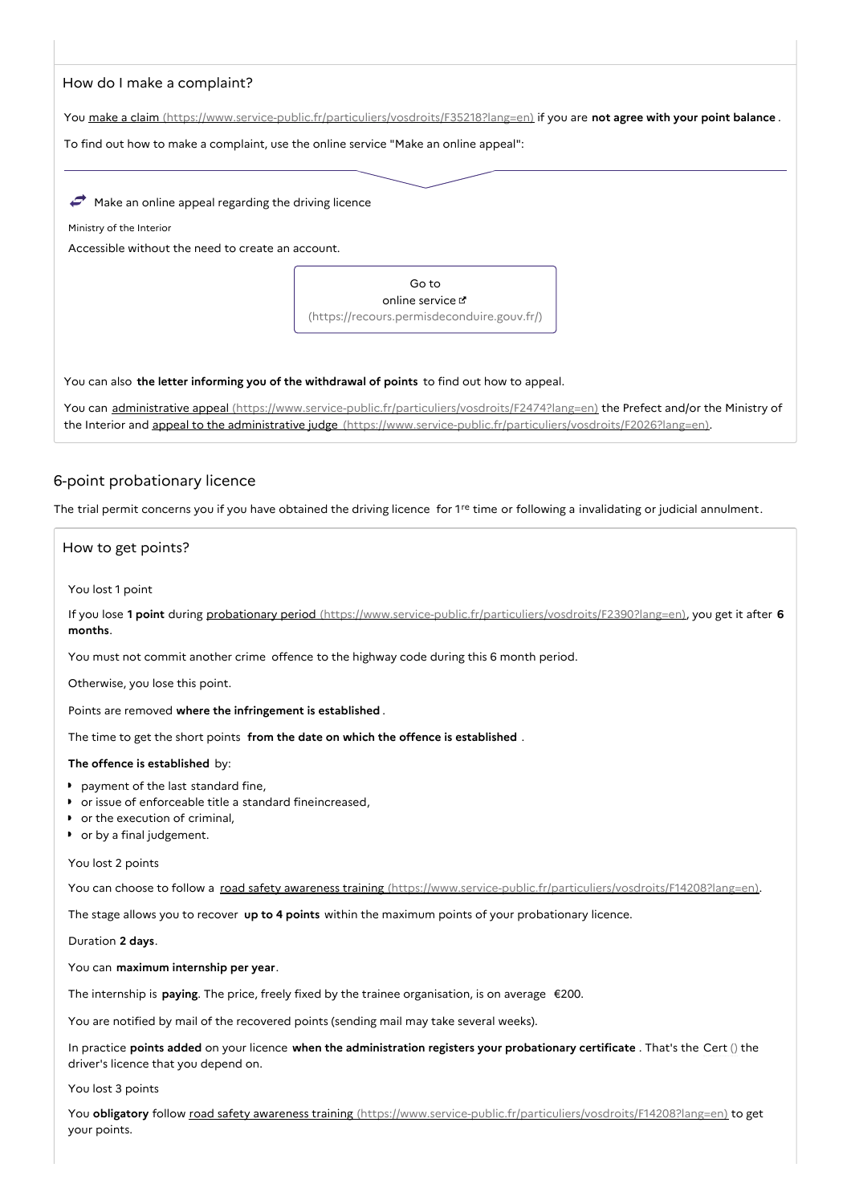### How do I make a complaint?

You make a claim (https://www.service-public.fr/particuliers/vosdroits/F35218?lang=en) if you are **not agree with your point balance** .

To find out how to make a complaint, use the online service "Make an online appeal":

Make an online appeal regarding the driving licence

Ministry of the Interior

Accessible without the need to create an account.

Go to online service (https://recours.permisdeconduire.gouv.fr/)

You can also **the letter informing you of the withdrawal of points** to find out how to appeal.

You can administrative appeal (https://www.service-public.fr/particuliers/vosdroits/F2474?lang=en) the Prefect and/or the Ministry of the Interior and appeal to the administrative judge (https://www.service-public.fr/particuliers/vosdroits/F2026?lang=en).

## 6-point probationary licence

The trial permit concerns you if you have obtained the driving licence for 1re time or following a invalidating or judicial annulment.

### How to get points?

You lost 1 point

If you lose **1 point** during probationary period (https://www.service-public.fr/particuliers/vosdroits/F2390?lang=en), you get it after **6 months**.

You must not commit another crime offence to the highway code during this 6 month period.

Otherwise, you lose this point.

Points are removed **where the infringement is established** .

The time to get the short points **from the date on which the offence is established** .

**The offence is established** by:

- payment of the last standard fine,
- or issue of enforceable title a standard fineincreased,
- or the execution of criminal,
- or by a final judgement.

You lost 2 points

You can choose to follow a road safety awareness training (https://www.service-public.fr/particuliers/vosdroits/F14208?lang=en).

The stage allows you to recover **up to 4 points** within the maximum points of your probationary licence.

Duration **2 days**.

You can **maximum internship per year**.

The internship is **paying**. The price, freely fixed by the trainee organisation, is on average €200.

You are notified by mail of the recovered points (sending mail may take several weeks).

In practice **points added** on your licence **when the administration registers your probationary certificate** . That's the Cert () the driver's licence that you depend on.

You lost 3 points

You **obligatory** follow road safety awareness training (https://www.service-public.fr/particuliers/vosdroits/F14208?lang=en) to get your points.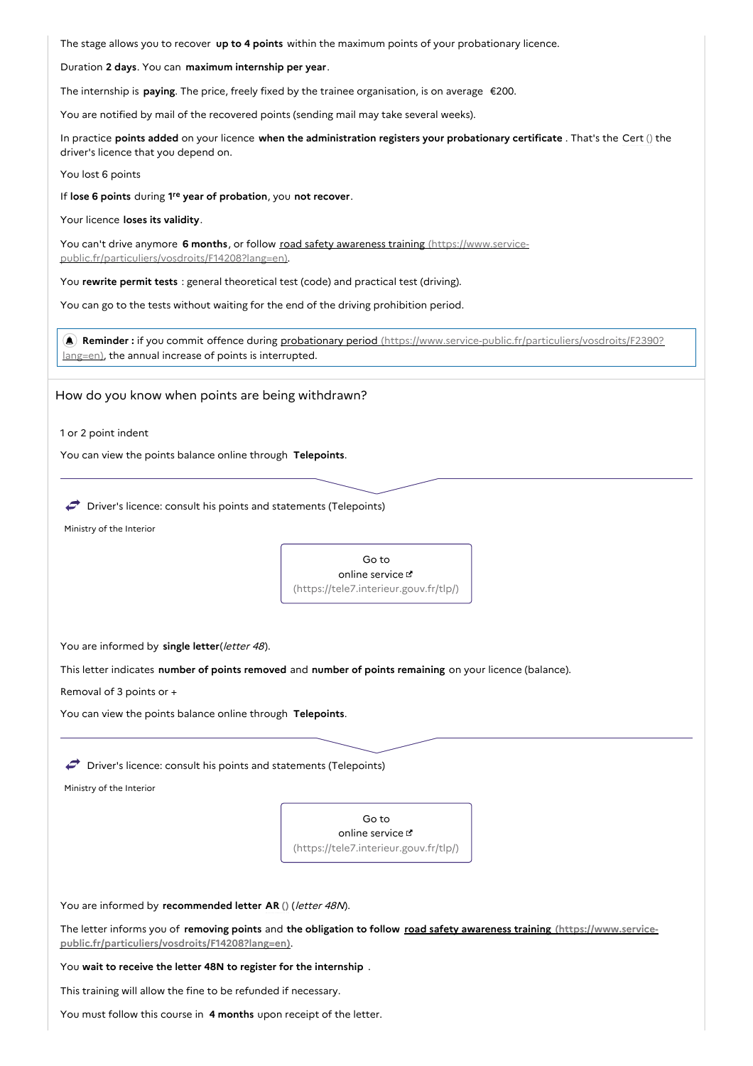The stage allows you to recover **up to 4 points** within the maximum points of your probationary licence.

Duration **2 days**. You can **maximum internship per year**.

The internship is **paying**. The price, freely fixed by the trainee organisation, is on average €200.

You are notified by mail of the recovered points (sending mail may take several weeks).

In practice **points added** on your licence **when the administration registers your probationary certificate**. That's the Cert () the driver's licence that you depend on.

You lost 6 points

If **lose 6 points** during **1re year of probation**, you **not recover**.

Your licence **loses its validity**.

You can't drive anymore **6 months**, or follow [road safety awareness training (https://www.service-public.fr/particuliers/vosdroits/F14208?lang=en)](https://www.service-public.fr/particuliers/vosdroits/F14208?lang=en).

You **rewrite permit tests** : general theoretical test (code) and practical test (driving).

You can go to the tests without waiting for the end of the driving prohibition period.

> **Reminder :** if you commit offence during [probationary period (https://www.service-public.fr/particuliers/vosdroits/F2390?lang=en)](https://www.service-public.fr/particuliers/vosdroits/F2390?lang=en), the annual increase of points is interrupted.

## How do you know when points are being withdrawn?

1 or 2 point indent

You can view the points balance online through **Telepoints**.

Driver's licence: consult his points and statements (Telepoints)

Ministry of the Interior

Go to online service (https://tele7.interieur.gouv.fr/tlp/)

You are informed by **single letter**(*letter 48*).

This letter indicates **number of points removed** and **number of points remaining** on your licence (balance).

Removal of 3 points or +

You can view the points balance online through **Telepoints**.

Driver's licence: consult his points and statements (Telepoints)

Ministry of the Interior

Go to online service (https://tele7.interieur.gouv.fr/tlp/)

You are informed by **recommended letter AR** () (*letter 48N*).

The letter informs you of **removing points** and **the obligation to follow [road safety awareness training (https://www.service-public.fr/particuliers/vosdroits/F14208?lang=en)](https://www.service-public.fr/particuliers/vosdroits/F14208?lang=en)**.

You **wait to receive the letter 48N to register for the internship** .

This training will allow the fine to be refunded if necessary.

You must follow this course in **4 months** upon receipt of the letter.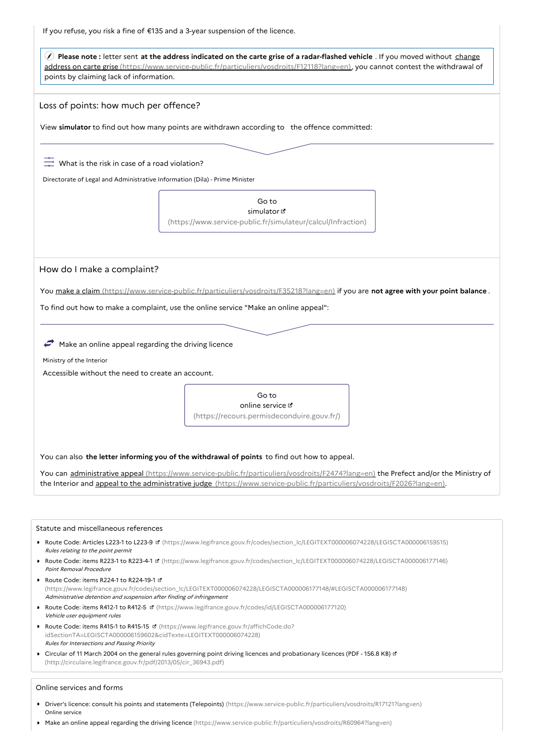If you refuse, you risk a fine of €135 and a 3-year suspension of the licence.

> **Please note :** letter sent **at the address indicated on the carte grise of a radar-flashed vehicle** . If you moved without change address on carte grise (https://www.service-public.fr/particuliers/vosdroits/F12118?lang=en), you cannot contest the withdrawal of points by claiming lack of information.

## Loss of points: how much per offence?

View **simulator** to find out how many points are withdrawn according to the offence committed:

What is the risk in case of a road violation?

Directorate of Legal and Administrative Information (Dila) - Prime Minister

Go to simulator (https://www.service-public.fr/simulateur/calcul/Infraction)

## How do I make a complaint?

You make a claim (https://www.service-public.fr/particuliers/vosdroits/F35218?lang=en) if you are **not agree with your point balance** .

To find out how to make a complaint, use the online service "Make an online appeal":

Make an online appeal regarding the driving licence

Ministry of the Interior

Accessible without the need to create an account.

Go to online service (https://recours.permisdeconduire.gouv.fr/)

You can also **the letter informing you of the withdrawal of points** to find out how to appeal.

You can administrative appeal (https://www.service-public.fr/particuliers/vosdroits/F2474?lang=en) the Prefect and/or the Ministry of the Interior and appeal to the administrative judge (https://www.service-public.fr/particuliers/vosdroits/F2026?lang=en).

### Statute and miscellaneous references

- Route Code: Articles L223-1 to L223-9 (https://www.legifrance.gouv.fr/codes/section_lc/LEGITEXT000006074228/LEGISCTA000006159515)
  *Rules relating to the point permit*
- Route Code: items R223-1 to R223-4-1 (https://www.legifrance.gouv.fr/codes/section_lc/LEGITEXT000006074228/LEGISCTA000006177146)
  *Point Removal Procedure*
- Route Code: items R224-1 to R224-19-1 (https://www.legifrance.gouv.fr/codes/section_lc/LEGITEXT000006074228/LEGISCTA000006177148/#LEGISCTA000006177148)
  *Administrative detention and suspension after finding of infringement*
- Route Code: items R412-1 to R412-5 (https://www.legifrance.gouv.fr/codes/id/LEGISCTA000006177120)
  *Vehicle user equipment rules*
- Route Code: items R415-1 to R415-15 (https://www.legifrance.gouv.fr/affichCode.do?idSectionTA=LEGISCTA000006159602&cidTexte=LEGITEXT000006074228)
  *Rules for Intersections and Passing Priority*
- Circular of 11 March 2004 on the general rules governing point driving licences and probationary licences (PDF - 156.8 KB) (http://circulaire.legifrance.gouv.fr/pdf/2013/05/cir_36943.pdf)

### Online services and forms

- Driver's licence: consult his points and statements (Telepoints) (https://www.service-public.fr/particuliers/vosdroits/R17121?lang=en)
  Online service
- Make an online appeal regarding the driving licence (https://www.service-public.fr/particuliers/vosdroits/R60964?lang=en)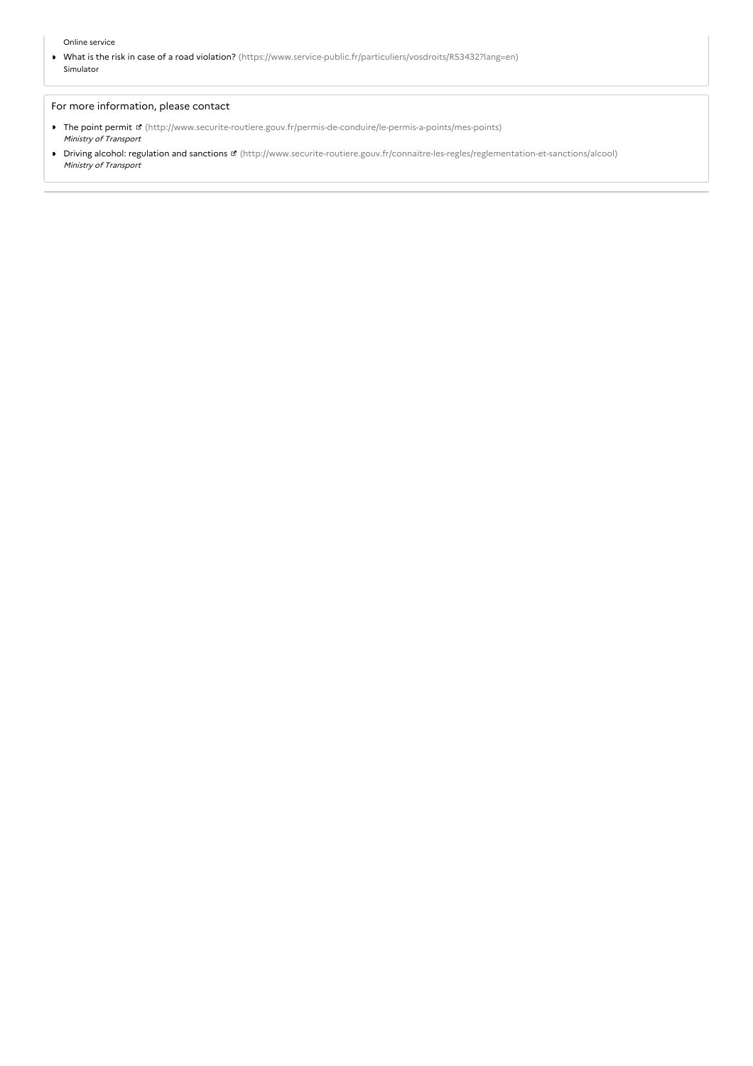Online service

- What is the risk in case of a road violation? (https://www.service-public.fr/particuliers/vosdroits/R53432?lang=en)
  Simulator

For more information, please contact

- The point permit (http://www.securite-routiere.gouv.fr/permis-de-conduire/le-permis-a-points/mes-points)
  *Ministry of Transport*
- Driving alcohol: regulation and sanctions (http://www.securite-routiere.gouv.fr/connaitre-les-regles/reglementation-et-sanctions/alcool)
  *Ministry of Transport*